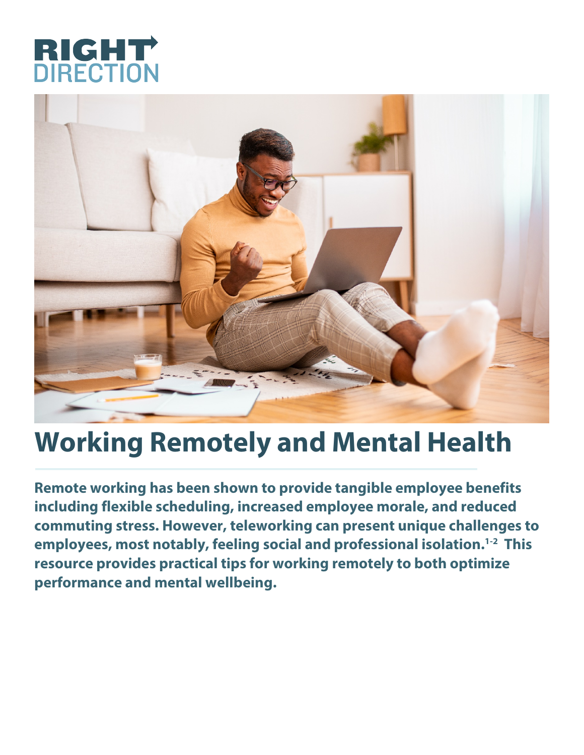RIGHT DIRECTION

# Working Remotely and Mental Health

**Remote working has been shown to provide tangible employee benefits including flexible scheduling, increased employee morale, and reduced commuting stress. However, teleworking can present unique challenges to employees, most notably, feeling social and professional isolation.[1-2] This resource provides practical tips for working remotely to both optimize performance and mental wellbeing.**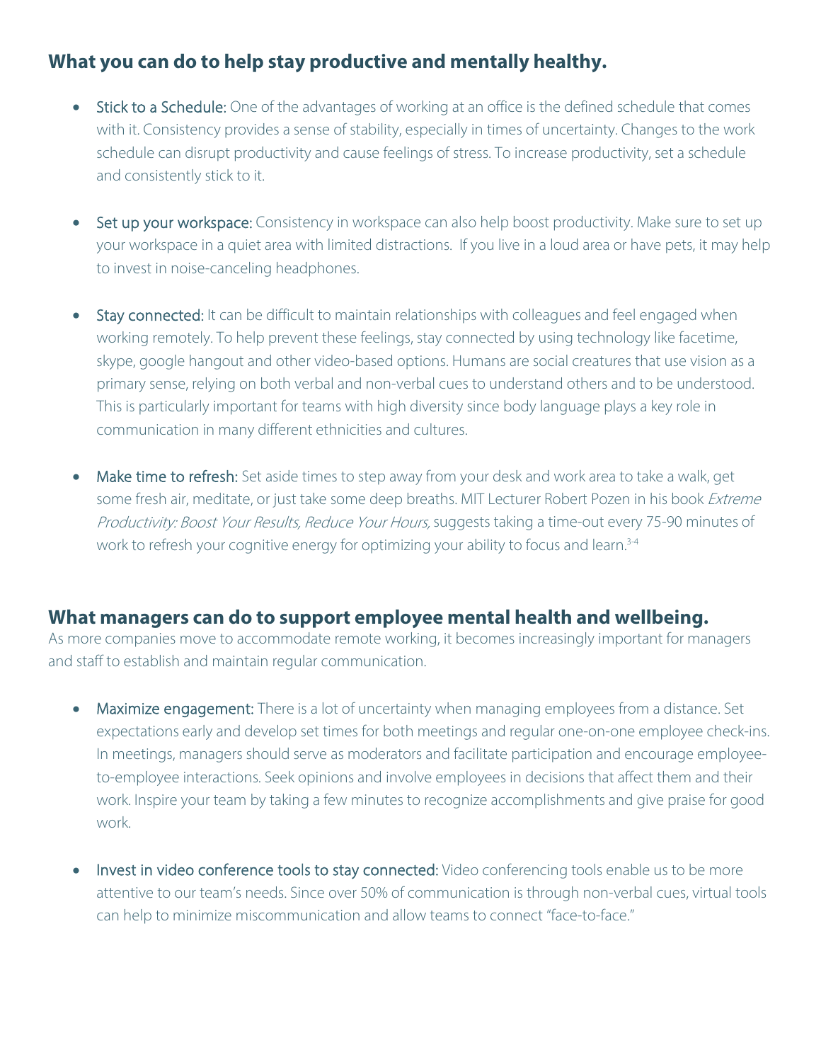## What you can do to help stay productive and mentally healthy.

- Stick to a Schedule: One of the advantages of working at an office is the defined schedule that comes with it. Consistency provides a sense of stability, especially in times of uncertainty. Changes to the work schedule can disrupt productivity and cause feelings of stress. To increase productivity, set a schedule and consistently stick to it.

- Set up your workspace: Consistency in workspace can also help boost productivity. Make sure to set up your workspace in a quiet area with limited distractions. If you live in a loud area or have pets, it may help to invest in noise-canceling headphones.

- Stay connected: It can be difficult to maintain relationships with colleagues and feel engaged when working remotely. To help prevent these feelings, stay connected by using technology like facetime, skype, google hangout and other video-based options. Humans are social creatures that use vision as a primary sense, relying on both verbal and non-verbal cues to understand others and to be understood. This is particularly important for teams with high diversity since body language plays a key role in communication in many different ethnicities and cultures.

- Make time to refresh: Set aside times to step away from your desk and work area to take a walk, get some fresh air, meditate, or just take some deep breaths. MIT Lecturer Robert Pozen in his book *Extreme Productivity: Boost Your Results, Reduce Your Hours,* suggests taking a time-out every 75-90 minutes of work to refresh your cognitive energy for optimizing your ability to focus and learn.[3-4]

## What managers can do to support employee mental health and wellbeing.

As more companies move to accommodate remote working, it becomes increasingly important for managers and staff to establish and maintain regular communication.

- Maximize engagement: There is a lot of uncertainty when managing employees from a distance. Set expectations early and develop set times for both meetings and regular one-on-one employee check-ins. In meetings, managers should serve as moderators and facilitate participation and encourage employee-to-employee interactions. Seek opinions and involve employees in decisions that affect them and their work. Inspire your team by taking a few minutes to recognize accomplishments and give praise for good work.

- Invest in video conference tools to stay connected: Video conferencing tools enable us to be more attentive to our team's needs. Since over 50% of communication is through non-verbal cues, virtual tools can help to minimize miscommunication and allow teams to connect "face-to-face."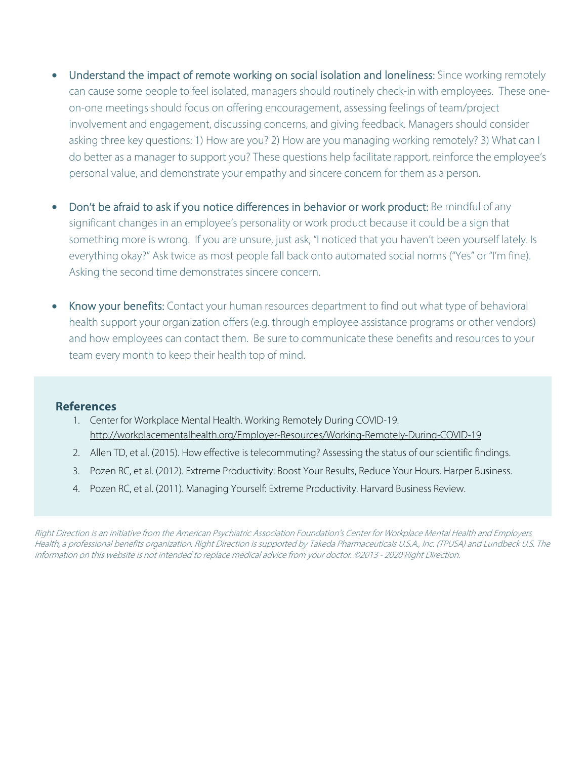- **Understand the impact of remote working on social isolation and loneliness:** Since working remotely can cause some people to feel isolated, managers should routinely check-in with employees. These one-on-one meetings should focus on offering encouragement, assessing feelings of team/project involvement and engagement, discussing concerns, and giving feedback. Managers should consider asking three key questions: 1) How are you? 2) How are you managing working remotely? 3) What can I do better as a manager to support you? These questions help facilitate rapport, reinforce the employee's personal value, and demonstrate your empathy and sincere concern for them as a person.

- **Don't be afraid to ask if you notice differences in behavior or work product:** Be mindful of any significant changes in an employee's personality or work product because it could be a sign that something more is wrong. If you are unsure, just ask, "I noticed that you haven't been yourself lately. Is everything okay?" Ask twice as most people fall back onto automated social norms ("Yes" or "I'm fine). Asking the second time demonstrates sincere concern.

- **Know your benefits:** Contact your human resources department to find out what type of behavioral health support your organization offers (e.g. through employee assistance programs or other vendors) and how employees can contact them. Be sure to communicate these benefits and resources to your team every month to keep their health top of mind.

## References

1. Center for Workplace Mental Health. Working Remotely During COVID-19. http://workplacementalhealth.org/Employer-Resources/Working-Remotely-During-COVID-19
2. Allen TD, et al. (2015). How effective is telecommuting? Assessing the status of our scientific findings.
3. Pozen RC, et al. (2012). Extreme Productivity: Boost Your Results, Reduce Your Hours. Harper Business.
4. Pozen RC, et al. (2011). Managing Yourself: Extreme Productivity. Harvard Business Review.

*Right Direction is an initiative from the American Psychiatric Association Foundation's Center for Workplace Mental Health and Employers Health, a professional benefits organization. Right Direction is supported by Takeda Pharmaceuticals U.S.A., Inc. (TPUSA) and Lundbeck U.S. The information on this website is not intended to replace medical advice from your doctor. ©2013 - 2020 Right Direction.*